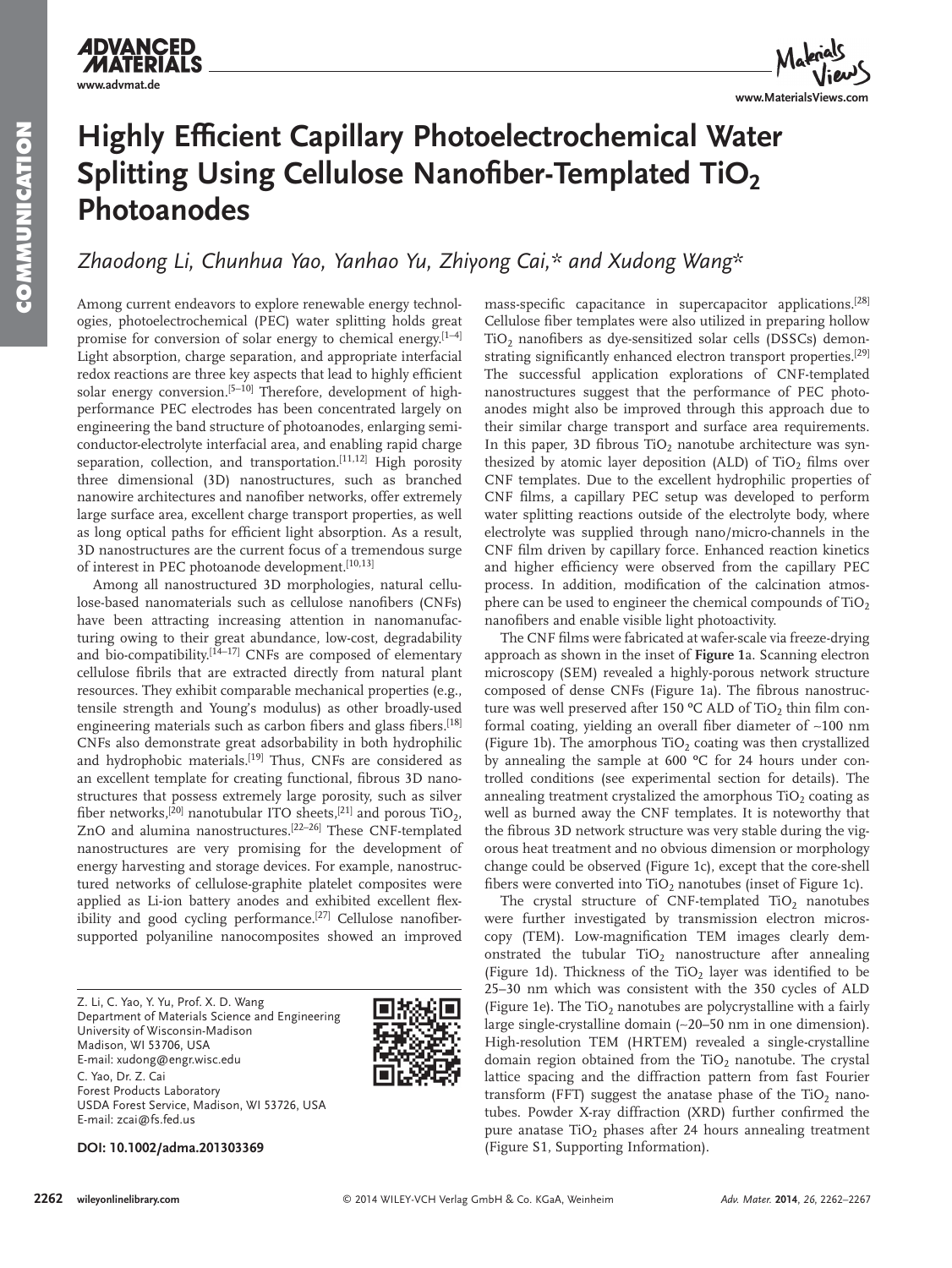# Highly Efficient Capillary Photoelectrochemical Water Splitting Using Cellulose Nanofiber-Templated $TiO_2$ Photoanodes

*Zhaodong Li, Chunhua Yao, Yanhao Yu, Zhiyong Cai,\* and Xudong Wang\**

Among current endeavors to explore renewable energy technologies, photoelectrochemical (PEC) water splitting holds great promise for conversion of solar energy to chemical energy.[1–4] Light absorption, charge separation, and appropriate interfacial redox reactions are three key aspects that lead to highly efficient solar energy conversion.[5–10] Therefore, development of high-performance PEC electrodes has been concentrated largely on engineering the band structure of photoanodes, enlarging semiconductor-electrolyte interfacial area, and enabling rapid charge separation, collection, and transportation.[11,12] High porosity three dimensional (3D) nanostructures, such as branched nanowire architectures and nanofiber networks, offer extremely large surface area, excellent charge transport properties, as well as long optical paths for efficient light absorption. As a result, 3D nanostructures are the current focus of a tremendous surge of interest in PEC photoanode development.[10,13]

Among all nanostructured 3D morphologies, natural cellulose-based nanomaterials such as cellulose nanofibers (CNFs) have been attracting increasing attention in nanomanufacturing owing to their great abundance, low-cost, degradability and bio-compatibility.[14–17] CNFs are composed of elementary cellulose fibrils that are extracted directly from natural plant resources. They exhibit comparable mechanical properties (e.g., tensile strength and Young's modulus) as other broadly-used engineering materials such as carbon fibers and glass fibers.[18] CNFs also demonstrate great adsorbability in both hydrophilic and hydrophobic materials.[19] Thus, CNFs are considered as an excellent template for creating functional, fibrous 3D nanostructures that possess extremely large porosity, such as silver fiber networks,[20] nanotubular ITO sheets,[21] and porous $TiO_2$, ZnO and alumina nanostructures.[22–26] These CNF-templated nanostructures are very promising for the development of energy harvesting and storage devices. For example, nanostructured networks of cellulose-graphite platelet composites were applied as Li-ion battery anodes and exhibited excellent flexibility and good cycling performance.[27] Cellulose nanofiber-supported polyaniline nanocomposites showed an improved mass-specific capacitance in supercapacitor applications.[28] Cellulose fiber templates were also utilized in preparing hollow $TiO_2$ nanofibers as dye-sensitized solar cells (DSSCs) demonstrating significantly enhanced electron transport properties.[29] The successful application explorations of CNF-templated nanostructures suggest that the performance of PEC photoanodes might also be improved through this approach due to their similar charge transport and surface area requirements. In this paper, 3D fibrous $TiO_2$ nanotube architecture was synthesized by atomic layer deposition (ALD) of $TiO_2$ films over CNF templates. Due to the excellent hydrophilic properties of CNF films, a capillary PEC setup was developed to perform water splitting reactions outside of the electrolyte body, where electrolyte was supplied through nano/micro-channels in the CNF film driven by capillary force. Enhanced reaction kinetics and higher efficiency were observed from the capillary PEC process. In addition, modification of the calcination atmosphere can be used to engineer the chemical compounds of $TiO_2$ nanofibers and enable visible light photoactivity.

The CNF films were fabricated at wafer-scale via freeze-drying approach as shown in the inset of **Figure 1**a. Scanning electron microscopy (SEM) revealed a highly-porous network structure composed of dense CNFs (Figure 1a). The fibrous nanostructure was well preserved after 150 °C ALD of $TiO_2$ thin film conformal coating, yielding an overall fiber diameter of ~100 nm (Figure 1b). The amorphous $TiO_2$ coating was then crystallized by annealing the sample at 600 °C for 24 hours under controlled conditions (see experimental section for details). The annealing treatment crystalized the amorphous $TiO_2$ coating as well as burned away the CNF templates. It is noteworthy that the fibrous 3D network structure was very stable during the vigorous heat treatment and no obvious dimension or morphology change could be observed (Figure 1c), except that the core-shell fibers were converted into $TiO_2$ nanotubes (inset of Figure 1c).

The crystal structure of CNF-templated $TiO_2$ nanotubes were further investigated by transmission electron microscopy (TEM). Low-magnification TEM images clearly demonstrated the tubular $TiO_2$ nanostructure after annealing (Figure 1d). Thickness of the $TiO_2$ layer was identified to be 25–30 nm which was consistent with the 350 cycles of ALD (Figure 1e). The $TiO_2$ nanotubes are polycrystalline with a fairly large single-crystalline domain (~20–50 nm in one dimension). High-resolution TEM (HRTEM) revealed a single-crystalline domain region obtained from the $TiO_2$ nanotube. The crystal lattice spacing and the diffraction pattern from fast Fourier transform (FFT) suggest the anatase phase of the $TiO_2$ nanotubes. Powder X-ray diffraction (XRD) further confirmed the pure anatase $TiO_2$ phases after 24 hours annealing treatment (Figure S1, Supporting Information).

Z. Li, C. Yao, Y. Yu, Prof. X. D. Wang
Department of Materials Science and Engineering
University of Wisconsin-Madison
Madison, WI 53706, USA
E-mail: xudong@engr.wisc.edu

C. Yao, Dr. Z. Cai
Forest Products Laboratory
USDA Forest Service, Madison, WI 53726, USA
E-mail: zcai@fs.fed.us

**DOI: 10.1002/adma.201303369**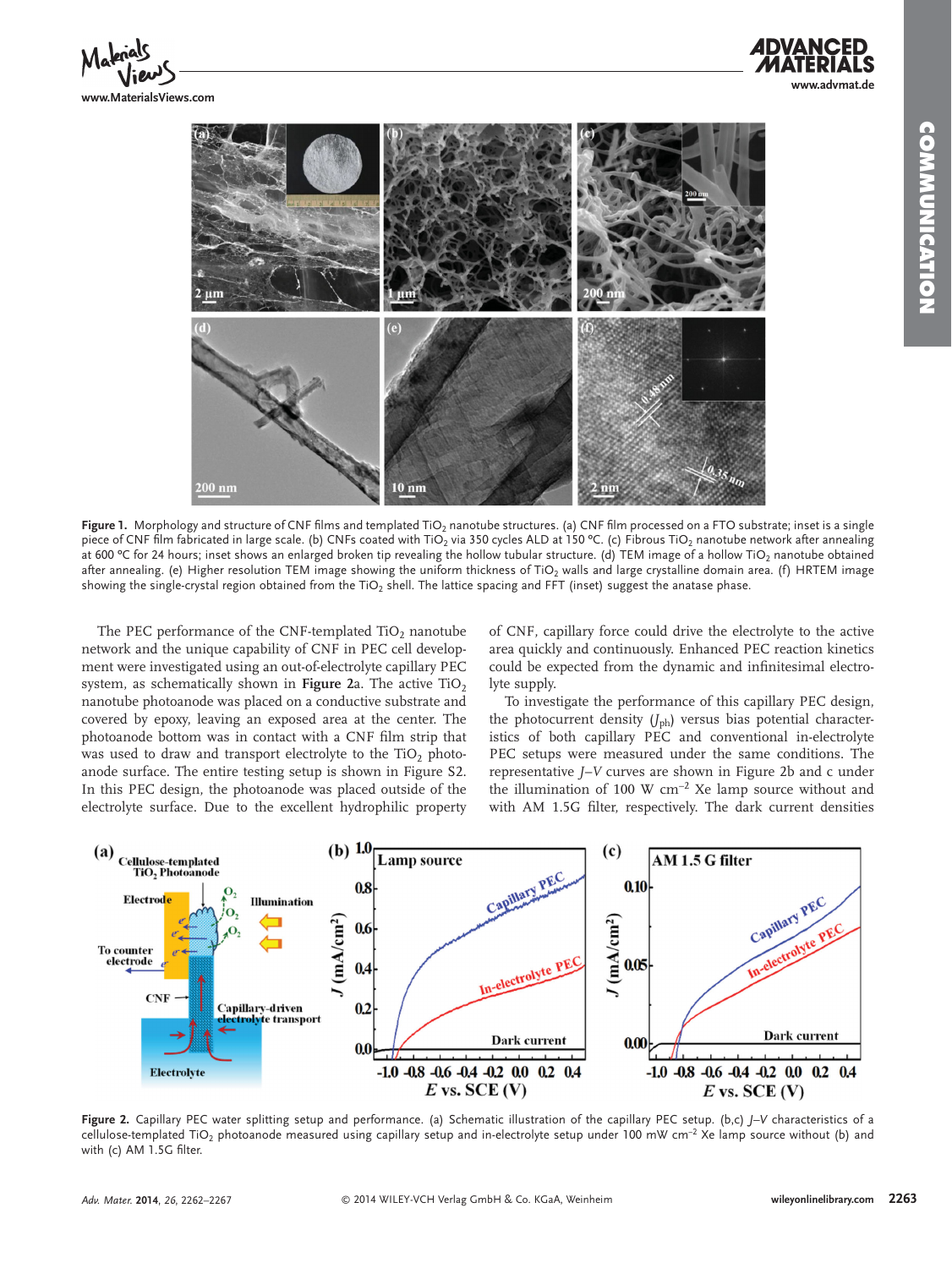Figure 1. Morphology and structure of CNF films and templated $TiO_2$ nanotube structures. (a) CNF film processed on a FTO substrate; inset is a single piece of CNF film fabricated in large scale. (b) CNFs coated with $TiO_2$ via 350 cycles ALD at 150 °C. (c) Fibrous $TiO_2$ nanotube network after annealing at 600 °C for 24 hours; inset shows an enlarged broken tip revealing the hollow tubular structure. (d) TEM image of a hollow $TiO_2$ nanotube obtained after annealing. (e) Higher resolution TEM image showing the uniform thickness of $TiO_2$ walls and large crystalline domain area. (f) HRTEM image showing the single-crystal region obtained from the $TiO_2$ shell. The lattice spacing and FFT (inset) suggest the anatase phase.

The PEC performance of the CNF-templated $TiO_2$ nanotube network and the unique capability of CNF in PEC cell development were investigated using an out-of-electrolyte capillary PEC system, as schematically shown in **Figure 2**a. The active $TiO_2$ nanotube photoanode was placed on a conductive substrate and covered by epoxy, leaving an exposed area at the center. The photoanode bottom was in contact with a CNF film strip that was used to draw and transport electrolyte to the $TiO_2$ photoanode surface. The entire testing setup is shown in Figure S2. In this PEC design, the photoanode was placed outside of the electrolyte surface. Due to the excellent hydrophilic property of CNF, capillary force could drive the electrolyte to the active area quickly and continuously. Enhanced PEC reaction kinetics could be expected from the dynamic and infinitesimal electrolyte supply.

To investigate the performance of this capillary PEC design, the photocurrent density ($J_{ph}$) versus bias potential characteristics of both capillary PEC and conventional in-electrolyte PEC setups were measured under the same conditions. The representative *J*–*V* curves are shown in Figure 2b and c under the illumination of 100 W cm$^{-2}$ Xe lamp source without and with AM 1.5G filter, respectively. The dark current densities

Figure 2. Capillary PEC water splitting setup and performance. (a) Schematic illustration of the capillary PEC setup. (b,c) *J*–*V* characteristics of a cellulose-templated $TiO_2$ photoanode measured using capillary setup and in-electrolyte setup under 100 mW cm$^{-2}$ Xe lamp source without (b) and with (c) AM 1.5G filter.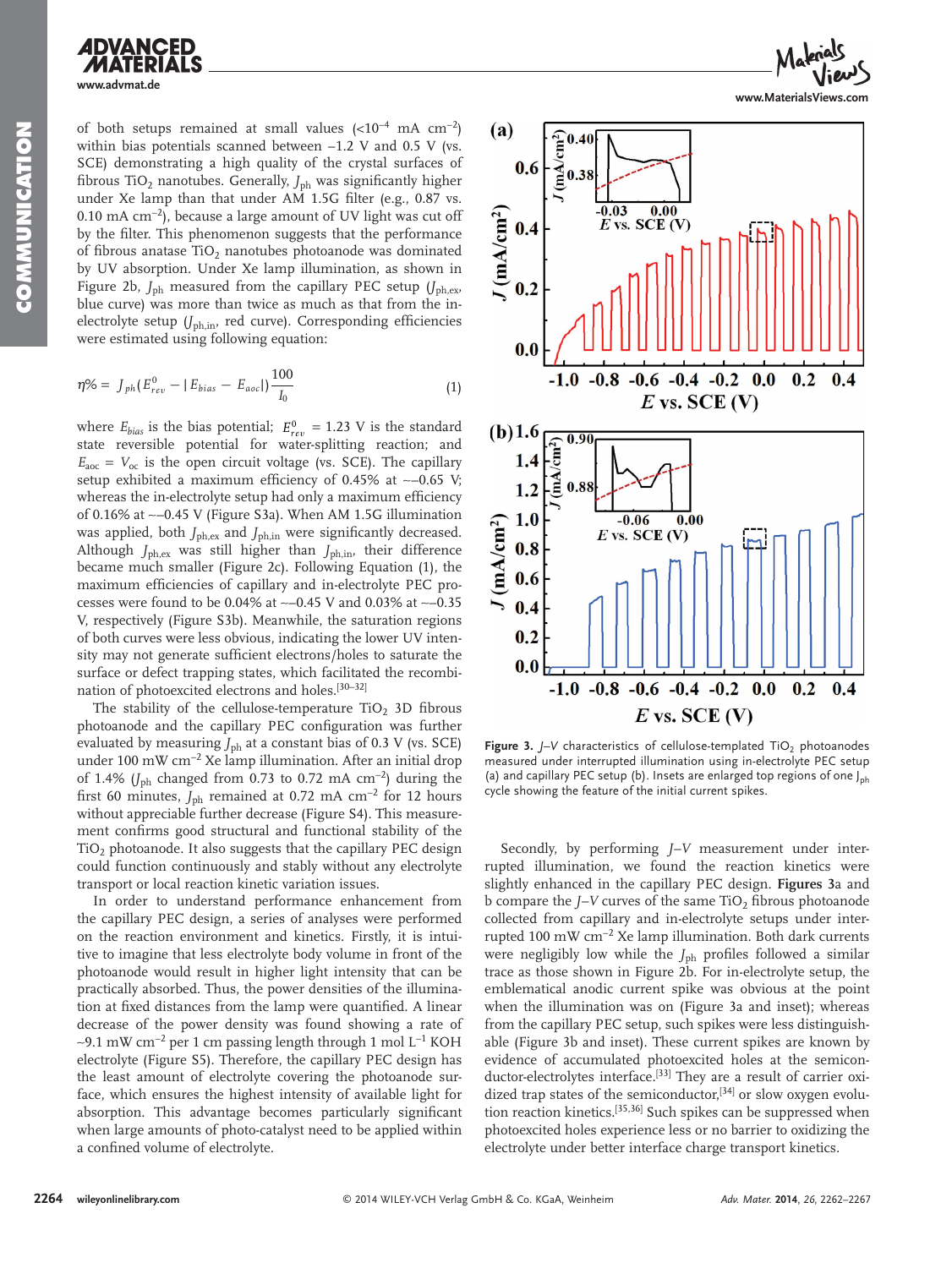of both setups remained at small values ($<10^{-4}$ mA cm$^{-2}$) within bias potentials scanned between −1.2 V and 0.5 V (vs. SCE) demonstrating a high quality of the crystal surfaces of fibrous $TiO_2$ nanotubes. Generally, $J_{ph}$ was significantly higher under Xe lamp than that under AM 1.5G filter (e.g., 0.87 vs. 0.10 mA cm$^{-2}$), because a large amount of UV light was cut off by the filter. This phenomenon suggests that the performance of fibrous anatase $TiO_2$ nanotubes photoanode was dominated by UV absorption. Under Xe lamp illumination, as shown in Figure 2b, $J_{ph}$ measured from the capillary PEC setup ($J_{ph,ex}$, blue curve) was more than twice as much as that from the in-electrolyte setup ($J_{ph,in}$, red curve). Corresponding efficiencies were estimated using following equation:

$$\eta\% = J_{ph}(E^0_{rev} - |E_{bias} - E_{aoc}|)\frac{100}{I_0} \tag{1}$$

where $E_{bias}$ is the bias potential; $E^0_{rev}$ = 1.23 V is the standard state reversible potential for water-splitting reaction; and $E_{aoc} = V_{oc}$ is the open circuit voltage (vs. SCE). The capillary setup exhibited a maximum efficiency of 0.45% at ∼−0.65 V; whereas the in-electrolyte setup had only a maximum efficiency of 0.16% at ∼−0.45 V (Figure S3a). When AM 1.5G illumination was applied, both $J_{ph,ex}$ and $J_{ph,in}$ were significantly decreased. Although $J_{ph,ex}$ was still higher than $J_{ph,in}$, their difference became much smaller (Figure 2c). Following Equation (1), the maximum efficiencies of capillary and in-electrolyte PEC processes were found to be 0.04% at ∼−0.45 V and 0.03% at ∼−0.35 V, respectively (Figure S3b). Meanwhile, the saturation regions of both curves were less obvious, indicating the lower UV intensity may not generate sufficient electrons/holes to saturate the surface or defect trapping states, which facilitated the recombination of photoexcited electrons and holes.[30–32]

The stability of the cellulose-temperature $TiO_2$ 3D fibrous photoanode and the capillary PEC configuration was further evaluated by measuring $J_{ph}$ at a constant bias of 0.3 V (vs. SCE) under 100 mW cm$^{-2}$ Xe lamp illumination. After an initial drop of 1.4% ($J_{ph}$ changed from 0.73 to 0.72 mA cm$^{-2}$) during the first 60 minutes, $J_{ph}$ remained at 0.72 mA cm$^{-2}$ for 12 hours without appreciable further decrease (Figure S4). This measurement confirms good structural and functional stability of the $TiO_2$ photoanode. It also suggests that the capillary PEC design could function continuously and stably without any electrolyte transport or local reaction kinetic variation issues.

In order to understand performance enhancement from the capillary PEC design, a series of analyses were performed on the reaction environment and kinetics. Firstly, it is intuitive to imagine that less electrolyte body volume in front of the photoanode would result in higher light intensity that can be practically absorbed. Thus, the power densities of the illumination at fixed distances from the lamp were quantified. A linear decrease of the power density was found showing a rate of ~9.1 mW cm$^{-2}$ per 1 cm passing length through 1 mol L$^{-1}$ KOH electrolyte (Figure S5). Therefore, the capillary PEC design has the least amount of electrolyte covering the photoanode surface, which ensures the highest intensity of available light for absorption. This advantage becomes particularly significant when large amounts of photo-catalyst need to be applied within a confined volume of electrolyte.

**Figure 3.** $J$–$V$ characteristics of cellulose-templated $TiO_2$ photoanodes measured under interrupted illumination using in-electrolyte PEC setup (a) and capillary PEC setup (b). Insets are enlarged top regions of one $J_{ph}$ cycle showing the feature of the initial current spikes.

Secondly, by performing $J$–$V$ measurement under interrupted illumination, we found the reaction kinetics were slightly enhanced in the capillary PEC design. **Figures 3**a and b compare the $J$–$V$ curves of the same $TiO_2$ fibrous photoanode collected from capillary and in-electrolyte setups under interrupted 100 mW cm$^{-2}$ Xe lamp illumination. Both dark currents were negligibly low while the $J_{ph}$ profiles followed a similar trace as those shown in Figure 2b. For in-electrolyte setup, the emblematical anodic current spike was obvious at the point when the illumination was on (Figure 3a and inset); whereas from the capillary PEC setup, such spikes were less distinguishable (Figure 3b and inset). These current spikes are known by evidence of accumulated photoexcited holes at the semiconductor-electrolytes interface.[33] They are a result of carrier oxidized trap states of the semiconductor,[34] or slow oxygen evolution reaction kinetics.[35,36] Such spikes can be suppressed when photoexcited holes experience less or no barrier to oxidizing the electrolyte under better interface charge transport kinetics.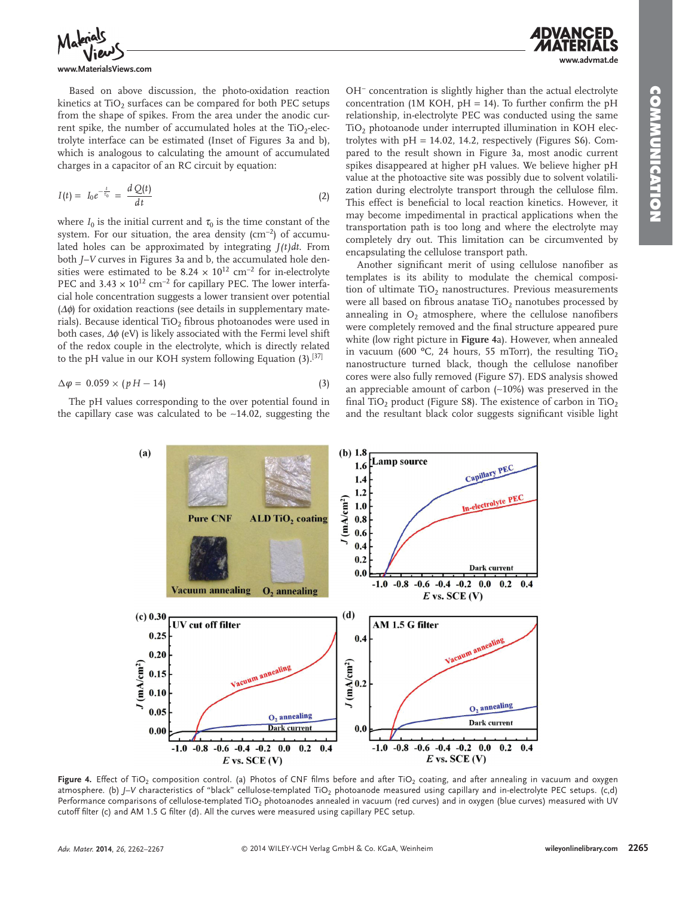Based on above discussion, the photo-oxidation reaction kinetics at $TiO_2$ surfaces can be compared for both PEC setups from the shape of spikes. From the area under the anodic current spike, the number of accumulated holes at the $TiO_2$-electrolyte interface can be estimated (Inset of Figures 3a and b), which is analogous to calculating the amount of accumulated charges in a capacitor of an RC circuit by equation:

$$I(t) = I_0 e^{-\frac{t}{\tau_0}} = \frac{dQ(t)}{dt} \tag{2}$$

where $I_0$ is the initial current and $\tau_0$ is the time constant of the system. For our situation, the area density ($cm^{-2}$) of accumulated holes can be approximated by integrating $J(t)dt$. From both $J$–$V$ curves in Figures 3a and b, the accumulated hole densities were estimated to be $8.24 \times 10^{12}$ $cm^{-2}$ for in-electrolyte PEC and $3.43 \times 10^{12}$ $cm^{-2}$ for capillary PEC. The lower interfacial hole concentration suggests a lower transient over potential ($\Delta\phi$) for oxidation reactions (see details in supplementary materials). Because identical $TiO_2$ fibrous photoanodes were used in both cases, $\Delta\phi$ (eV) is likely associated with the Fermi level shift of the redox couple in the electrolyte, which is directly related to the pH value in our KOH system following Equation (3).[37]

$$\Delta\varphi = 0.059 \times (pH - 14) \tag{3}$$

The pH values corresponding to the over potential found in the capillary case was calculated to be ~14.02, suggesting the $OH^-$ concentration is slightly higher than the actual electrolyte concentration (1M KOH, pH = 14). To further confirm the pH relationship, in-electrolyte PEC was conducted using the same $TiO_2$ photoanode under interrupted illumination in KOH electrolytes with pH = 14.02, 14.2, respectively (Figures S6). Compared to the result shown in Figure 3a, most anodic current spikes disappeared at higher pH values. We believe higher pH value at the photoactive site was possibly due to solvent volatilization during electrolyte transport through the cellulose film. This effect is beneficial to local reaction kinetics. However, it may become impedimental in practical applications when the transportation path is too long and where the electrolyte may completely dry out. This limitation can be circumvented by encapsulating the cellulose transport path.

Another significant merit of using cellulose nanofiber as templates is its ability to modulate the chemical composition of $TiO_2$ nanostructures. Previous measurements were all based on fibrous anatase $TiO_2$ nanotubes processed by annealing in $O_2$ atmosphere, where the cellulose nanofibers were completely removed and the final structure appeared pure white (low right picture in **Figure 4**a). However, when annealed in vacuum (600 °C, 24 hours, 55 mTorr), the resulting $TiO_2$ nanostructure turned black, though the cellulose nanofiber cores were also fully removed (Figure S7). EDS analysis showed an appreciable amount of carbon (~10%) was preserved in the final $TiO_2$ product (Figure S8). The existence of carbon in $TiO_2$ and the resultant black color suggests significant visible light

**Figure 4.** Effect of $TiO_2$ composition control. (a) Photos of CNF films before and after $TiO_2$ coating, and after annealing in vacuum and oxygen atmosphere. (b) $J$–$V$ characteristics of "black" cellulose-templated $TiO_2$ photoanode measured using capillary and in-electrolyte PEC setups. (c,d) Performance comparisons of cellulose-templated $TiO_2$ photoanodes annealed in vacuum (red curves) and in oxygen (blue curves) measured with UV cutoff filter (c) and AM 1.5 G filter (d). All the curves were measured using capillary PEC setup.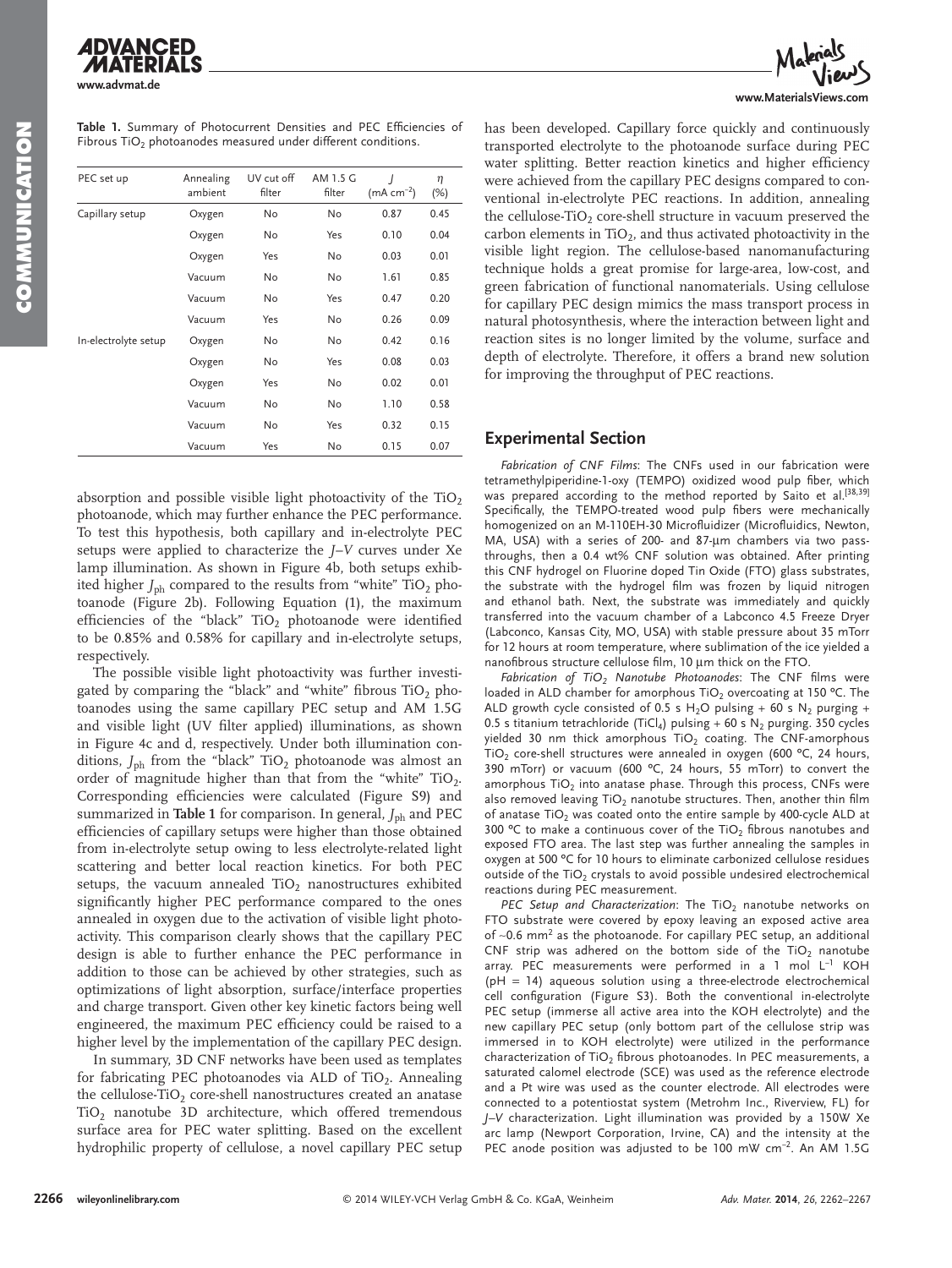**Table 1.** Summary of Photocurrent Densities and PEC Efficiencies of Fibrous $TiO_2$ photoanodes measured under different conditions.

| PEC set up | Annealing ambient | UV cut off filter | AM 1.5 G filter | $J$ (mA cm$^{-2}$) | $\eta$ (%) |
|---|---|---|---|---|---|
| Capillary setup | Oxygen | No | No | 0.87 | 0.45 |
| | Oxygen | No | Yes | 0.10 | 0.04 |
| | Oxygen | Yes | No | 0.03 | 0.01 |
| | Vacuum | No | No | 1.61 | 0.85 |
| | Vacuum | No | Yes | 0.47 | 0.20 |
| | Vacuum | Yes | No | 0.26 | 0.09 |
| In-electrolyte setup | Oxygen | No | No | 0.42 | 0.16 |
| | Oxygen | No | Yes | 0.08 | 0.03 |
| | Oxygen | Yes | No | 0.02 | 0.01 |
| | Vacuum | No | No | 1.10 | 0.58 |
| | Vacuum | No | Yes | 0.32 | 0.15 |
| | Vacuum | Yes | No | 0.15 | 0.07 |

absorption and possible visible light photoactivity of the $TiO_2$ photoanode, which may further enhance the PEC performance. To test this hypothesis, both capillary and in-electrolyte PEC setups were applied to characterize the $J$–$V$ curves under Xe lamp illumination. As shown in Figure 4b, both setups exhibited higher $J_{ph}$ compared to the results from "white" $TiO_2$ photoanode (Figure 2b). Following Equation (1), the maximum efficiencies of the "black" $TiO_2$ photoanode were identified to be 0.85% and 0.58% for capillary and in-electrolyte setups, respectively.

The possible visible light photoactivity was further investigated by comparing the "black" and "white" fibrous $TiO_2$ photoanodes using the same capillary PEC setup and AM 1.5G and visible light (UV filter applied) illuminations, as shown in Figure 4c and d, respectively. Under both illumination conditions, $J_{ph}$ from the "black" $TiO_2$ photoanode was almost an order of magnitude higher than that from the "white" $TiO_2$. Corresponding efficiencies were calculated (Figure S9) and summarized in **Table 1** for comparison. In general, $J_{ph}$ and PEC efficiencies of capillary setups were higher than those obtained from in-electrolyte setup owing to less electrolyte-related light scattering and better local reaction kinetics. For both PEC setups, the vacuum annealed $TiO_2$ nanostructures exhibited significantly higher PEC performance compared to the ones annealed in oxygen due to the activation of visible light photoactivity. This comparison clearly shows that the capillary PEC design is able to further enhance the PEC performance in addition to those can be achieved by other strategies, such as optimizations of light absorption, surface/interface properties and charge transport. Given other key kinetic factors being well engineered, the maximum PEC efficiency could be raised to a higher level by the implementation of the capillary PEC design.

In summary, 3D CNF networks have been used as templates for fabricating PEC photoanodes via ALD of $TiO_2$. Annealing the cellulose-$TiO_2$ core-shell nanostructures created an anatase $TiO_2$ nanotube 3D architecture, which offered tremendous surface area for PEC water splitting. Based on the excellent hydrophilic property of cellulose, a novel capillary PEC setup has been developed. Capillary force quickly and continuously transported electrolyte to the photoanode surface during PEC water splitting. Better reaction kinetics and higher efficiency were achieved from the capillary PEC designs compared to conventional in-electrolyte PEC reactions. In addition, annealing the cellulose-$TiO_2$ core-shell structure in vacuum preserved the carbon elements in $TiO_2$, and thus activated photoactivity in the visible light region. The cellulose-based nanomanufacturing technique holds a great promise for large-area, low-cost, and green fabrication of functional nanomaterials. Using cellulose for capillary PEC design mimics the mass transport process in natural photosynthesis, where the interaction between light and reaction sites is no longer limited by the volume, surface and depth of electrolyte. Therefore, it offers a brand new solution for improving the throughput of PEC reactions.

## Experimental Section

*Fabrication of CNF Films*: The CNFs used in our fabrication were tetramethylpiperidine-1-oxy (TEMPO) oxidized wood pulp fiber, which was prepared according to the method reported by Saito et al.[38,39] Specifically, the TEMPO-treated wood pulp fibers were mechanically homogenized on an M-110EH-30 Microfluidizer (Microfluidics, Newton, MA, USA) with a series of 200- and 87-µm chambers via two pass-throughs, then a 0.4 wt% CNF solution was obtained. After printing this CNF hydrogel on Fluorine doped Tin Oxide (FTO) glass substrates, the substrate with the hydrogel film was frozen by liquid nitrogen and ethanol bath. Next, the substrate was immediately and quickly transferred into the vacuum chamber of a Labconco 4.5 Freeze Dryer (Labconco, Kansas City, MO, USA) with stable pressure about 35 mTorr for 12 hours at room temperature, where sublimation of the ice yielded a nanofibrous structure cellulose film, 10 µm thick on the FTO.

*Fabrication of $TiO_2$ Nanotube Photoanodes*: The CNF films were loaded in ALD chamber for amorphous $TiO_2$ overcoating at 150 °C. The ALD growth cycle consisted of 0.5 s $H_2O$ pulsing + 60 s $N_2$ purging + 0.5 s titanium tetrachloride ($TiCl_4$) pulsing + 60 s $N_2$ purging. 350 cycles yielded 30 nm thick amorphous $TiO_2$ coating. The CNF-amorphous $TiO_2$ core-shell structures were annealed in oxygen (600 °C, 24 hours, 390 mTorr) or vacuum (600 °C, 24 hours, 55 mTorr) to convert the amorphous $TiO_2$ into anatase phase. Through this process, CNFs were also removed leaving $TiO_2$ nanotube structures. Then, another thin film of anatase $TiO_2$ was coated onto the entire sample by 400-cycle ALD at 300 °C to make a continuous cover of the $TiO_2$ fibrous nanotubes and exposed FTO area. The last step was further annealing the samples in oxygen at 500 °C for 10 hours to eliminate carbonized cellulose residues outside of the $TiO_2$ crystals to avoid possible undesired electrochemical reactions during PEC measurement.

*PEC Setup and Characterization*: The $TiO_2$ nanotube networks on FTO substrate were covered by epoxy leaving an exposed active area of ~0.6 mm$^2$ as the photoanode. For capillary PEC setup, an additional CNF strip was adhered on the bottom side of the $TiO_2$ nanotube array. PEC measurements were performed in a 1 mol L$^{-1}$ KOH (pH = 14) aqueous solution using a three-electrode electrochemical cell configuration (Figure S3). Both the conventional in-electrolyte PEC setup (immerse all active area into the KOH electrolyte) and the new capillary PEC setup (only bottom part of the cellulose strip was immersed in to KOH electrolyte) were utilized in the performance characterization of $TiO_2$ fibrous photoanodes. In PEC measurements, a saturated calomel electrode (SCE) was used as the reference electrode and a Pt wire was used as the counter electrode. All electrodes were connected to a potentiostat system (Metrohm Inc., Riverview, FL) for $J$–$V$ characterization. Light illumination was provided by a 150W Xe arc lamp (Newport Corporation, Irvine, CA) and the intensity at the PEC anode position was adjusted to be 100 mW cm$^{-2}$. An AM 1.5G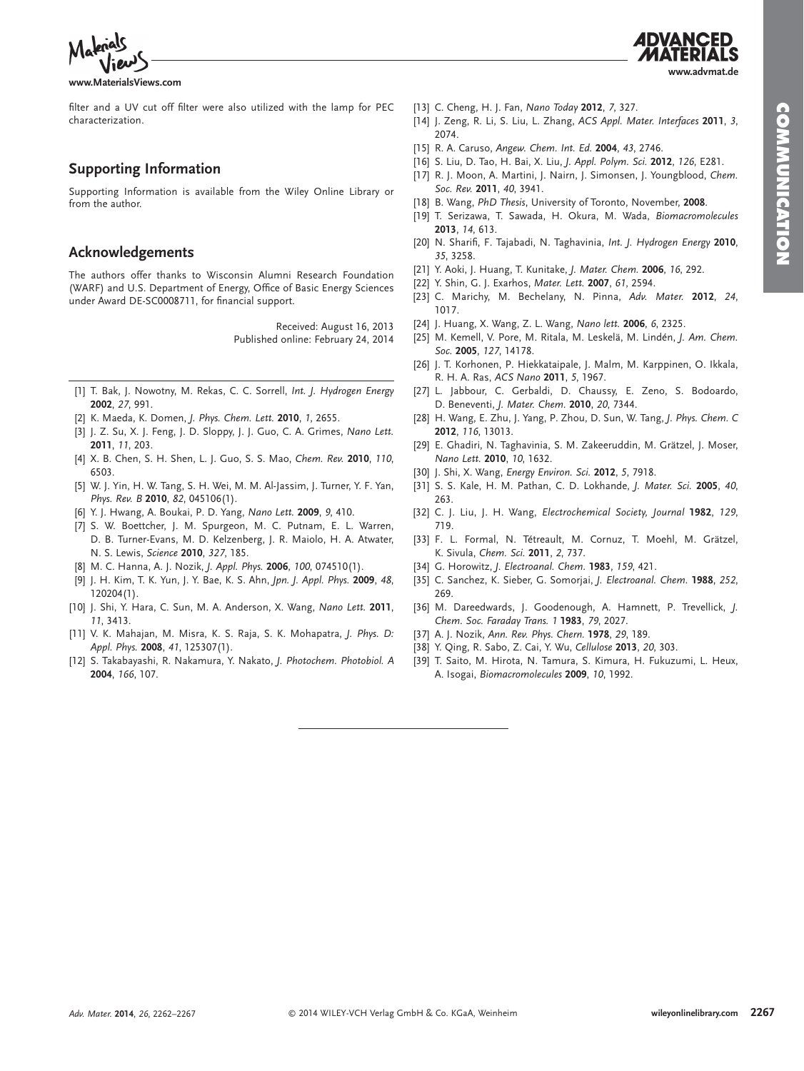filter and a UV cut off filter were also utilized with the lamp for PEC characterization.

## Supporting Information

Supporting Information is available from the Wiley Online Library or from the author.

## Acknowledgements

The authors offer thanks to Wisconsin Alumni Research Foundation (WARF) and U.S. Department of Energy, Office of Basic Energy Sciences under Award DE-SC0008711, for financial support.

Received: August 16, 2013
Published online: February 24, 2014

[1] T. Bak, J. Nowotny, M. Rekas, C. C. Sorrell, *Int. J. Hydrogen Energy* **2002**, *27*, 991.
[2] K. Maeda, K. Domen, *J. Phys. Chem. Lett.* **2010**, *1*, 2655.
[3] J. Z. Su, X. J. Feng, J. D. Sloppy, J. J. Guo, C. A. Grimes, *Nano Lett.* **2011**, *11*, 203.
[4] X. B. Chen, S. H. Shen, L. J. Guo, S. S. Mao, *Chem. Rev.* **2010**, *110*, 6503.
[5] W. J. Yin, H. W. Tang, S. H. Wei, M. M. Al-Jassim, J. Turner, Y. F. Yan, *Phys. Rev. B* **2010**, *82*, 045106(1).
[6] Y. J. Hwang, A. Boukai, P. D. Yang, *Nano Lett.* **2009**, *9*, 410.
[7] S. W. Boettcher, J. M. Spurgeon, M. C. Putnam, E. L. Warren, D. B. Turner-Evans, M. D. Kelzenberg, J. R. Maiolo, H. A. Atwater, N. S. Lewis, *Science* **2010**, *327*, 185.
[8] M. C. Hanna, A. J. Nozik, *J. Appl. Phys.* **2006**, *100*, 074510(1).
[9] J. H. Kim, T. K. Yun, J. Y. Bae, K. S. Ahn, *Jpn. J. Appl. Phys.* **2009**, *48*, 120204(1).
[10] J. Shi, Y. Hara, C. Sun, M. A. Anderson, X. Wang, *Nano Lett.* **2011**, *11*, 3413.
[11] V. K. Mahajan, M. Misra, K. S. Raja, S. K. Mohapatra, *J. Phys. D: Appl. Phys.* **2008**, *41*, 125307(1).
[12] S. Takabayashi, R. Nakamura, Y. Nakato, *J. Photochem. Photobiol. A* **2004**, *166*, 107.
[13] C. Cheng, H. J. Fan, *Nano Today* **2012**, *7*, 327.
[14] J. Zeng, R. Li, S. Liu, L. Zhang, *ACS Appl. Mater. Interfaces* **2011**, *3*, 2074.
[15] R. A. Caruso, *Angew. Chem. Int. Ed.* **2004**, *43*, 2746.
[16] S. Liu, D. Tao, H. Bai, X. Liu, *J. Appl. Polym. Sci.* **2012**, *126*, E281.
[17] R. J. Moon, A. Martini, J. Nairn, J. Simonsen, J. Youngblood, *Chem. Soc. Rev.* **2011**, *40*, 3941.
[18] B. Wang, *PhD Thesis*, University of Toronto, November, **2008**.
[19] T. Serizawa, T. Sawada, H. Okura, M. Wada, *Biomacromolecules* **2013**, *14*, 613.
[20] N. Sharifi, F. Tajabadi, N. Taghavinia, *Int. J. Hydrogen Energy* **2010**, *35*, 3258.
[21] Y. Aoki, J. Huang, T. Kunitake, *J. Mater. Chem.* **2006**, *16*, 292.
[22] Y. Shin, G. J. Exarhos, *Mater. Lett.* **2007**, *61*, 2594.
[23] C. Marichy, M. Bechelany, N. Pinna, *Adv. Mater.* **2012**, *24*, 1017.
[24] J. Huang, X. Wang, Z. L. Wang, *Nano lett.* **2006**, *6*, 2325.
[25] M. Kemell, V. Pore, M. Ritala, M. Leskelä, M. Lindén, *J. Am. Chem. Soc.* **2005**, *127*, 14178.
[26] J. T. Korhonen, P. Hiekkataipale, J. Malm, M. Karppinen, O. Ikkala, R. H. A. Ras, *ACS Nano* **2011**, *5*, 1967.
[27] L. Jabbour, C. Gerbaldi, D. Chaussy, E. Zeno, S. Bodoardo, D. Beneventi, *J. Mater. Chem.* **2010**, *20*, 7344.
[28] H. Wang, E. Zhu, J. Yang, P. Zhou, D. Sun, W. Tang, *J. Phys. Chem. C* **2012**, *116*, 13013.
[29] E. Ghadiri, N. Taghavinia, S. M. Zakeeruddin, M. Grätzel, J. Moser, *Nano Lett.* **2010**, *10*, 1632.
[30] J. Shi, X. Wang, *Energy Environ. Sci.* **2012**, *5*, 7918.
[31] S. S. Kale, H. M. Pathan, C. D. Lokhande, *J. Mater. Sci.* **2005**, *40*, 263.
[32] C. J. Liu, J. H. Wang, *Electrochemical Society, Journal* **1982**, *129*, 719.
[33] F. L. Formal, N. Tétreault, M. Cornuz, T. Moehl, M. Grätzel, K. Sivula, *Chem. Sci.* **2011**, *2*, 737.
[34] G. Horowitz, *J. Electroanal. Chem.* **1983**, *159*, 421.
[35] C. Sanchez, K. Sieber, G. Somorjai, *J. Electroanal. Chem.* **1988**, *252*, 269.
[36] M. Dareedwards, J. Goodenough, A. Hamnett, P. Trevellick, *J. Chem. Soc. Faraday Trans. 1* **1983**, *79*, 2027.
[37] A. J. Nozik, *Ann. Rev. Phys. Chem.* **1978**, *29*, 189.
[38] Y. Qing, R. Sabo, Z. Cai, Y. Wu, *Cellulose* **2013**, *20*, 303.
[39] T. Saito, M. Hirota, N. Tamura, S. Kimura, H. Fukuzumi, L. Heux, A. Isogai, *Biomacromolecules* **2009**, *10*, 1992.